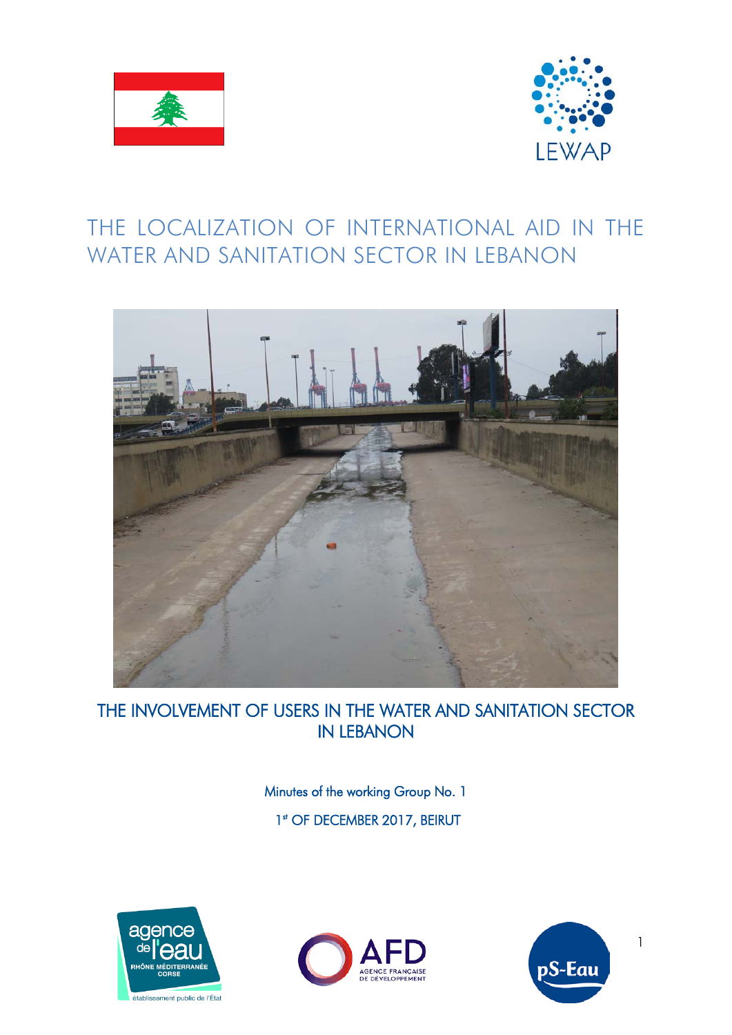LEWAP

# THE LOCALIZATION OF INTERNATIONAL AID IN THE WATER AND SANITATION SECTOR IN LEBANON

## THE INVOLVEMENT OF USERS IN THE WATER AND SANITATION SECTOR IN LEBANON

Minutes of the working Group No. 1

1st OF DECEMBER 2017, BEIRUT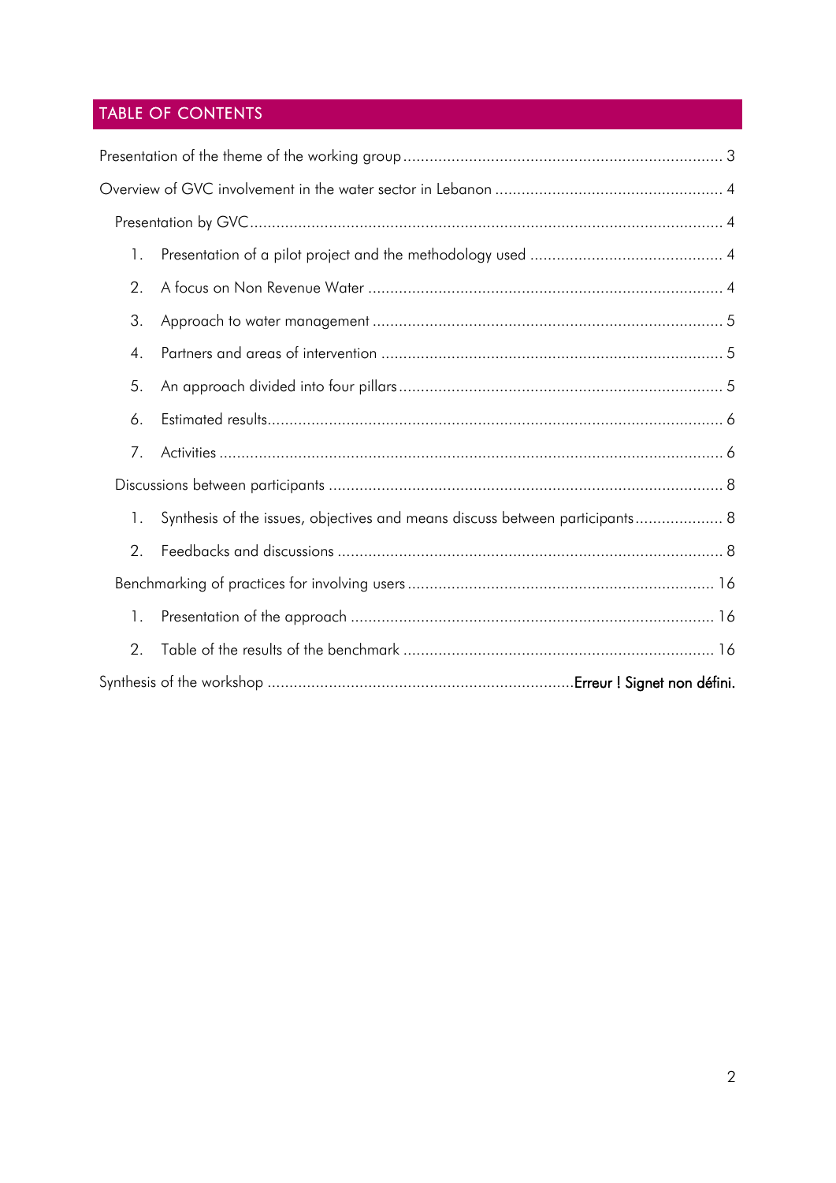## TABLE OF CONTENTS

Presentation of the theme of the working group ........................................................................ 3

Overview of GVC involvement in the water sector in Lebanon .................................................... 4

- Presentation by GVC ........................................................................................................... 4
  1. Presentation of a pilot project and the methodology used ............................................ 4
  2. A focus on Non Revenue Water ................................................................................. 4
  3. Approach to water management ................................................................................ 5
  4. Partners and areas of intervention .............................................................................. 5
  5. An approach divided into four pillars .......................................................................... 5
  6. Estimated results ........................................................................................................ 6
  7. Activities ................................................................................................................... 6
- Discussions between participants .......................................................................................... 8
  1. Synthesis of the issues, objectives and means discuss between participants .................... 8
  2. Feedbacks and discussions ........................................................................................ 8
- Benchmarking of practices for involving users ..................................................................... 16
  1. Presentation of the approach ................................................................................... 16
  2. Table of the results of the benchmark ...................................................................... 16

Synthesis of the workshop ......................................................................**Erreur ! Signet non défini.**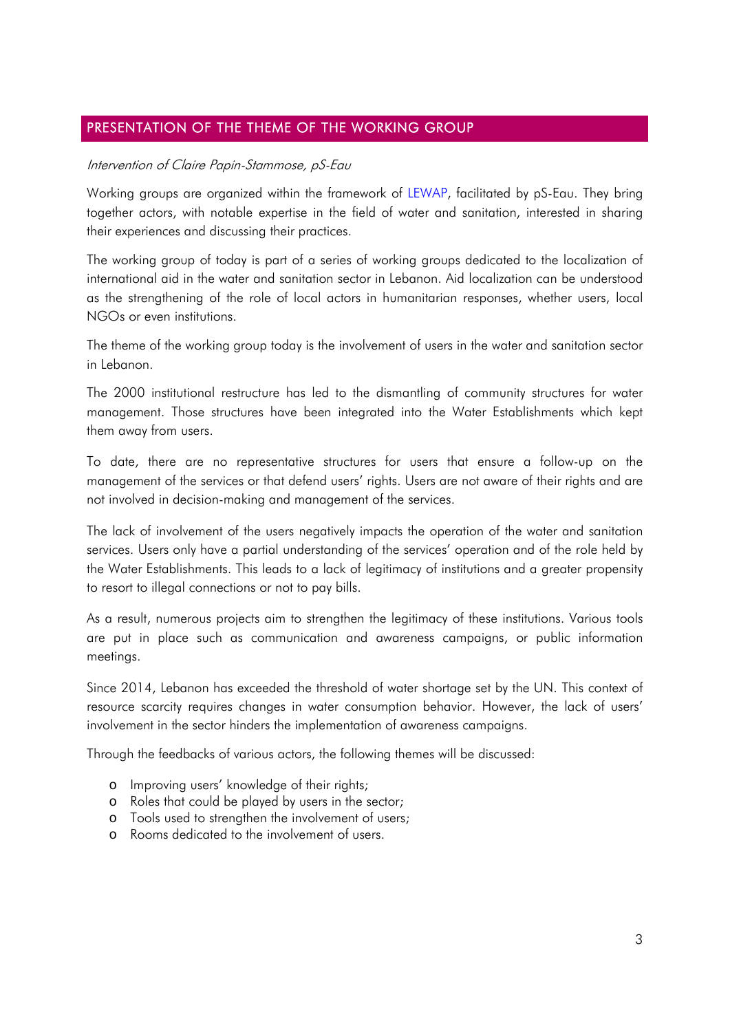## PRESENTATION OF THE THEME OF THE WORKING GROUP

*Intervention of Claire Papin-Stammose, pS-Eau*

Working groups are organized within the framework of LEWAP, facilitated by pS-Eau. They bring together actors, with notable expertise in the field of water and sanitation, interested in sharing their experiences and discussing their practices.

The working group of today is part of a series of working groups dedicated to the localization of international aid in the water and sanitation sector in Lebanon. Aid localization can be understood as the strengthening of the role of local actors in humanitarian responses, whether users, local NGOs or even institutions.

The theme of the working group today is the involvement of users in the water and sanitation sector in Lebanon.

The 2000 institutional restructure has led to the dismantling of community structures for water management. Those structures have been integrated into the Water Establishments which kept them away from users.

To date, there are no representative structures for users that ensure a follow-up on the management of the services or that defend users' rights. Users are not aware of their rights and are not involved in decision-making and management of the services.

The lack of involvement of the users negatively impacts the operation of the water and sanitation services. Users only have a partial understanding of the services' operation and of the role held by the Water Establishments. This leads to a lack of legitimacy of institutions and a greater propensity to resort to illegal connections or not to pay bills.

As a result, numerous projects aim to strengthen the legitimacy of these institutions. Various tools are put in place such as communication and awareness campaigns, or public information meetings.

Since 2014, Lebanon has exceeded the threshold of water shortage set by the UN. This context of resource scarcity requires changes in water consumption behavior. However, the lack of users' involvement in the sector hinders the implementation of awareness campaigns.

Through the feedbacks of various actors, the following themes will be discussed:

- Improving users' knowledge of their rights;
- Roles that could be played by users in the sector;
- Tools used to strengthen the involvement of users;
- Rooms dedicated to the involvement of users.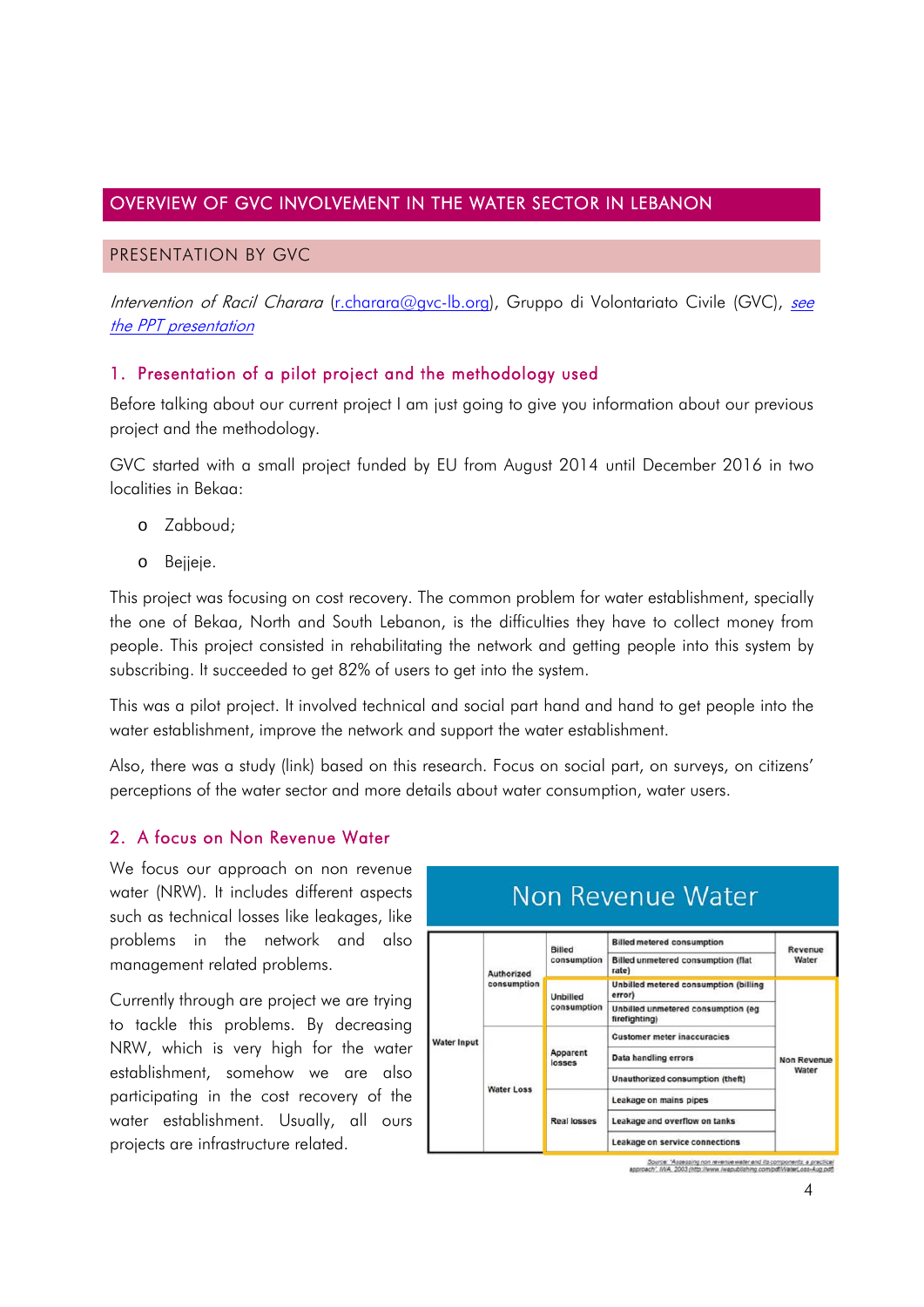## OVERVIEW OF GVC INVOLVEMENT IN THE WATER SECTOR IN LEBANON

### PRESENTATION BY GVC

*Intervention of Racil Charara* (r.charara@gvc-lb.org), Gruppo di Volontariato Civile (GVC), *see the PPT presentation*

#### 1. Presentation of a pilot project and the methodology used

Before talking about our current project I am just going to give you information about our previous project and the methodology.

GVC started with a small project funded by EU from August 2014 until December 2016 in two localities in Bekaa:

- Zabboud;
- Bejjeje.

This project was focusing on cost recovery. The common problem for water establishment, specially the one of Bekaa, North and South Lebanon, is the difficulties they have to collect money from people. This project consisted in rehabilitating the network and getting people into this system by subscribing. It succeeded to get 82% of users to get into the system.

This was a pilot project. It involved technical and social part hand and hand to get people into the water establishment, improve the network and support the water establishment.

Also, there was a study (link) based on this research. Focus on social part, on surveys, on citizens' perceptions of the water sector and more details about water consumption, water users.

#### 2. A focus on Non Revenue Water

We focus our approach on non revenue water (NRW). It includes different aspects such as technical losses like leakages, like problems in the network and also management related problems.

Currently through are project we are trying to tackle this problems. By decreasing NRW, which is very high for the water establishment, somehow we are also participating in the cost recovery of the water establishment. Usually, all ours projects are infrastructure related.

**Non Revenue Water**

| | | | | |
|---|---|---|---|---|
| Water Input | Authorized consumption | Billed consumption | Billed metered consumption | Revenue Water |
| | | | Billed unmetered consumption (flat rate) | |
| | | Unbilled consumption | Unbilled metered consumption (billing error) | Non Revenue Water |
| | | | Unbilled unmetered consumption (eg firefighting) | |
| | Water Loss | Apparent losses | Customer meter inaccuracies | |
| | | | Data handling errors | |
| | | | Unauthorized consumption (theft) | |
| | | Real losses | Leakage on mains pipes | |
| | | | Leakage and overflow on tanks | |
| | | | Leakage on service connections | |

Source: "Assessing non revenue water and its components: a practical approach", IWA, 2003 (http://www.iwapublishing.com/pdf/WaterLoss-Aug.pdf)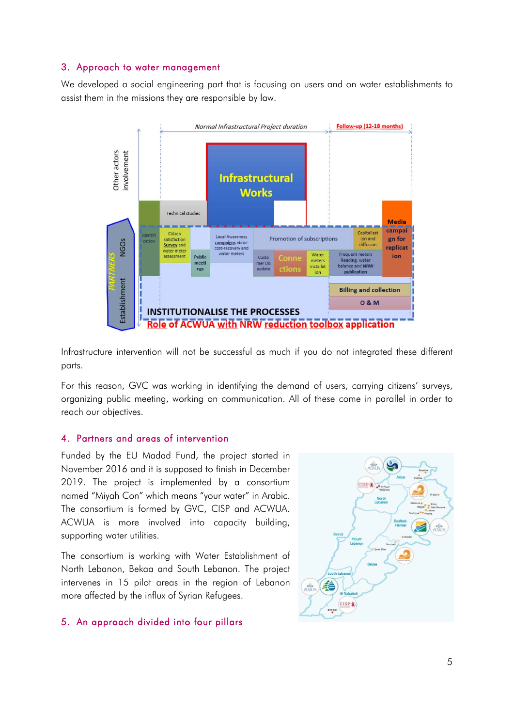## 3. Approach to water management

We developed a social engineering part that is focusing on users and on water establishments to assist them in the missions they are responsible by law.

Infrastructure intervention will not be successful as much if you do not integrated these different parts.

For this reason, GVC was working in identifying the demand of users, carrying citizens' surveys, organizing public meeting, working on communication. All of these come in parallel in order to reach our objectives.

## 4. Partners and areas of intervention

Funded by the EU Madad Fund, the project started in November 2016 and it is supposed to finish in December 2019. The project is implemented by a consortium named "Miyah Con" which means "your water" in Arabic. The consortium is formed by GVC, CISP and ACWUA. ACWUA is more involved into capacity building, supporting water utilities.

The consortium is working with Water Establishment of North Lebanon, Bekaa and South Lebanon. The project intervenes in 15 pilot areas in the region of Lebanon more affected by the influx of Syrian Refugees.

## 5. An approach divided into four pillars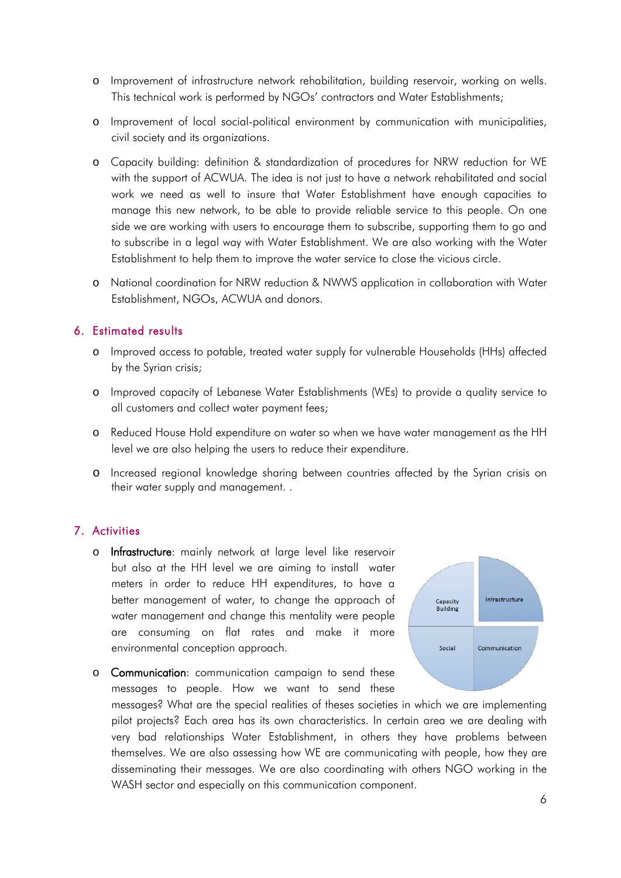- Improvement of infrastructure network rehabilitation, building reservoir, working on wells. This technical work is performed by NGOs' contractors and Water Establishments;
- Improvement of local social-political environment by communication with municipalities, civil society and its organizations.
- Capacity building: definition & standardization of procedures for NRW reduction for WE with the support of ACWUA. The idea is not just to have a network rehabilitated and social work we need as well to insure that Water Establishment have enough capacities to manage this new network, to be able to provide reliable service to this people. On one side we are working with users to encourage them to subscribe, supporting them to go and to subscribe in a legal way with Water Establishment. We are also working with the Water Establishment to help them to improve the water service to close the vicious circle.
- National coordination for NRW reduction & NWWS application in collaboration with Water Establishment, NGOs, ACWUA and donors.

## 6. Estimated results

- Improved access to potable, treated water supply for vulnerable Households (HHs) affected by the Syrian crisis;
- Improved capacity of Lebanese Water Establishments (WEs) to provide a quality service to all customers and collect water payment fees;
- Reduced House Hold expenditure on water so when we have water management as the HH level we are also helping the users to reduce their expenditure.
- Increased regional knowledge sharing between countries affected by the Syrian crisis on their water supply and management. .

## 7. Activities

- **Infrastructure**: mainly network at large level like reservoir but also at the HH level we are aiming to install water meters in order to reduce HH expenditures, to have a better management of water, to change the approach of water management and change this mentality were people are consuming on flat rates and make it more environmental conception approach.
- **Communication**: communication campaign to send these messages to people. How we want to send these messages? What are the special realities of theses societies in which we are implementing pilot projects? Each area has its own characteristics. In certain area we are dealing with very bad relationships Water Establishment, in others they have problems between themselves. We are also assessing how WE are communicating with people, how they are disseminating their messages. We are also coordinating with others NGO working in the WASH sector and especially on this communication component.

Capacity Building | Infrastructure | Social | Communication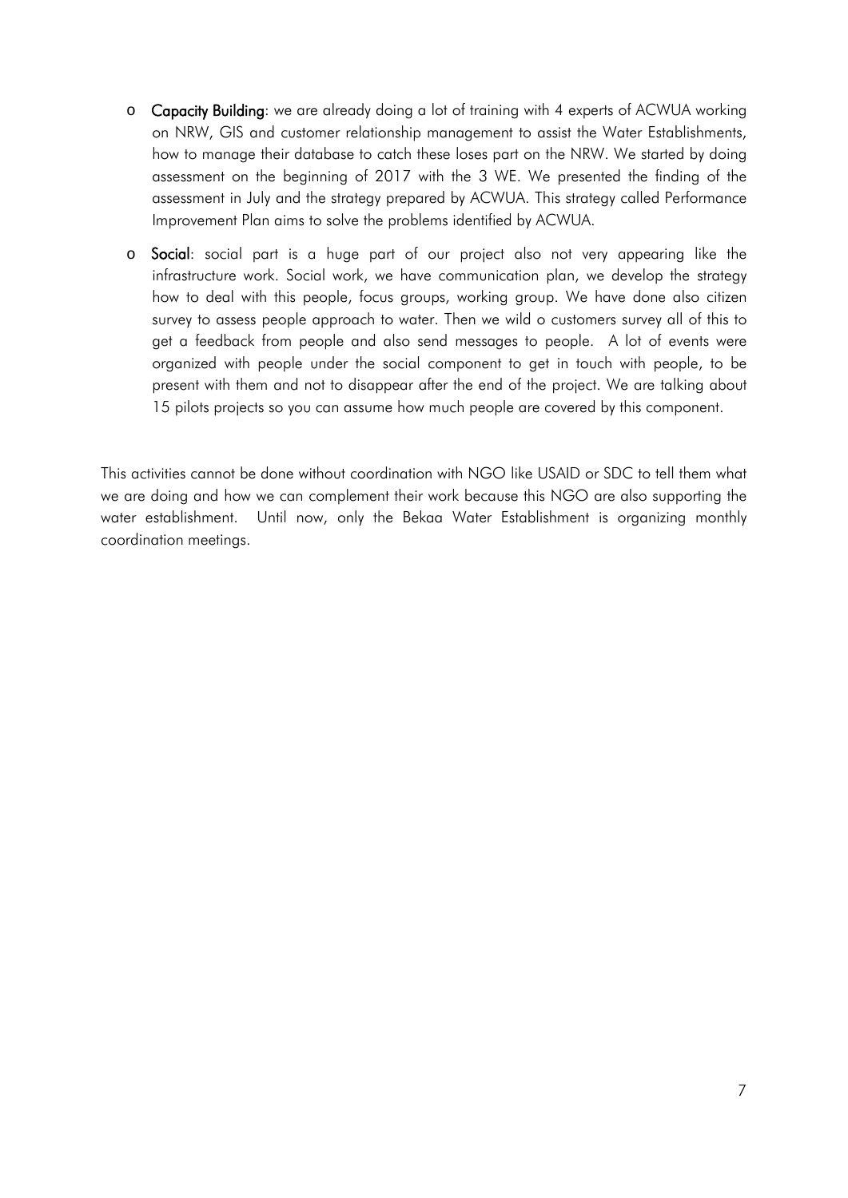- **Capacity Building**: we are already doing a lot of training with 4 experts of ACWUA working on NRW, GIS and customer relationship management to assist the Water Establishments, how to manage their database to catch these loses part on the NRW. We started by doing assessment on the beginning of 2017 with the 3 WE. We presented the finding of the assessment in July and the strategy prepared by ACWUA. This strategy called Performance Improvement Plan aims to solve the problems identified by ACWUA.
- **Social**: social part is a huge part of our project also not very appearing like the infrastructure work. Social work, we have communication plan, we develop the strategy how to deal with this people, focus groups, working group. We have done also citizen survey to assess people approach to water. Then we wild o customers survey all of this to get a feedback from people and also send messages to people. A lot of events were organized with people under the social component to get in touch with people, to be present with them and not to disappear after the end of the project. We are talking about 15 pilots projects so you can assume how much people are covered by this component.

This activities cannot be done without coordination with NGO like USAID or SDC to tell them what we are doing and how we can complement their work because this NGO are also supporting the water establishment. Until now, only the Bekaa Water Establishment is organizing monthly coordination meetings.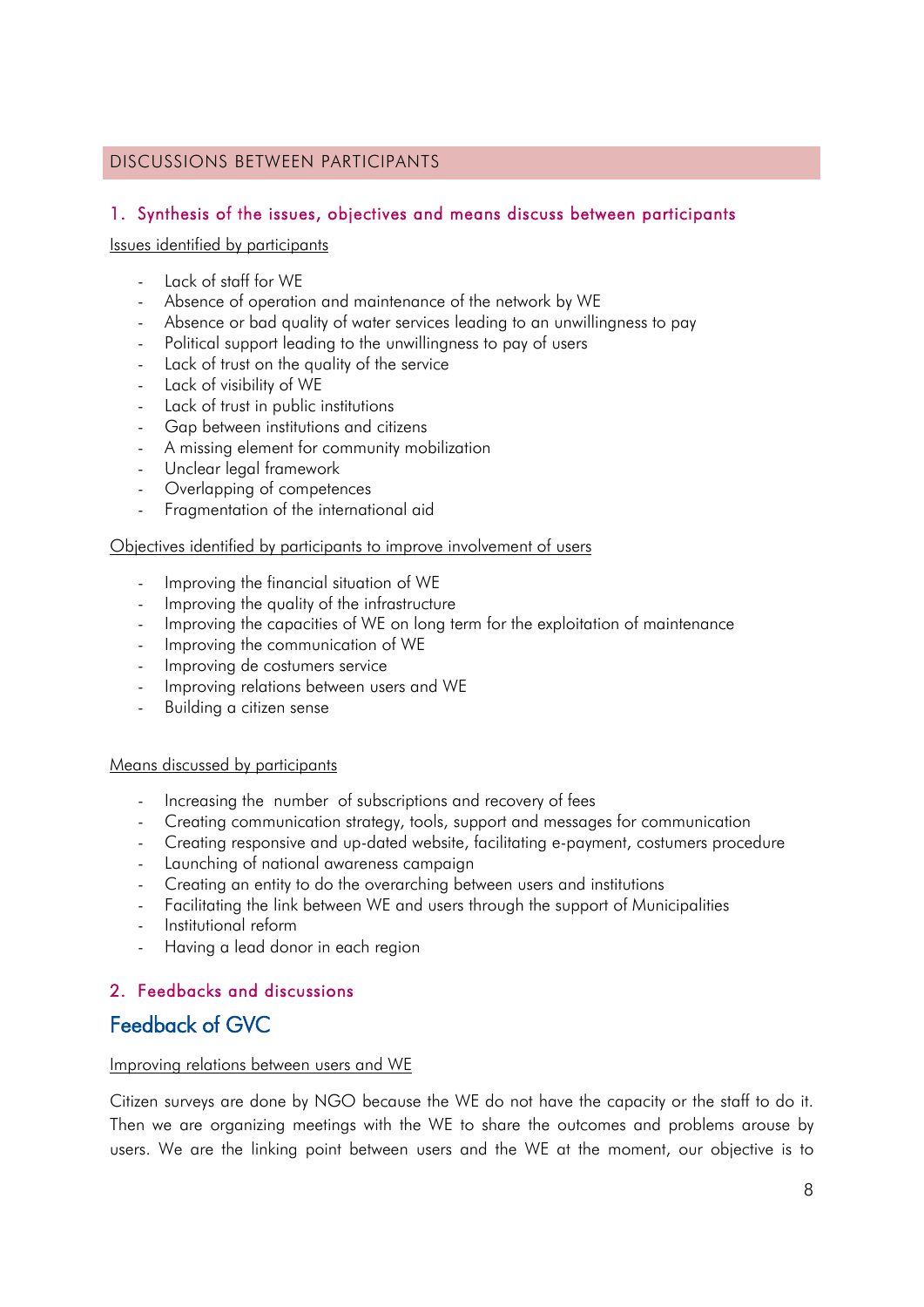## DISCUSSIONS BETWEEN PARTICIPANTS

### 1. Synthesis of the issues, objectives and means discuss between participants

Issues identified by participants

- Lack of staff for WE
- Absence of operation and maintenance of the network by WE
- Absence or bad quality of water services leading to an unwillingness to pay
- Political support leading to the unwillingness to pay of users
- Lack of trust on the quality of the service
- Lack of visibility of WE
- Lack of trust in public institutions
- Gap between institutions and citizens
- A missing element for community mobilization
- Unclear legal framework
- Overlapping of competences
- Fragmentation of the international aid

Objectives identified by participants to improve involvement of users

- Improving the financial situation of WE
- Improving the quality of the infrastructure
- Improving the capacities of WE on long term for the exploitation of maintenance
- Improving the communication of WE
- Improving de costumers service
- Improving relations between users and WE
- Building a citizen sense

Means discussed by participants

- Increasing the number of subscriptions and recovery of fees
- Creating communication strategy, tools, support and messages for communication
- Creating responsive and up-dated website, facilitating e-payment, costumers procedure
- Launching of national awareness campaign
- Creating an entity to do the overarching between users and institutions
- Facilitating the link between WE and users through the support of Municipalities
- Institutional reform
- Having a lead donor in each region

### 2. Feedbacks and discussions

## Feedback of GVC

Improving relations between users and WE

Citizen surveys are done by NGO because the WE do not have the capacity or the staff to do it. Then we are organizing meetings with the WE to share the outcomes and problems arouse by users. We are the linking point between users and the WE at the moment, our objective is to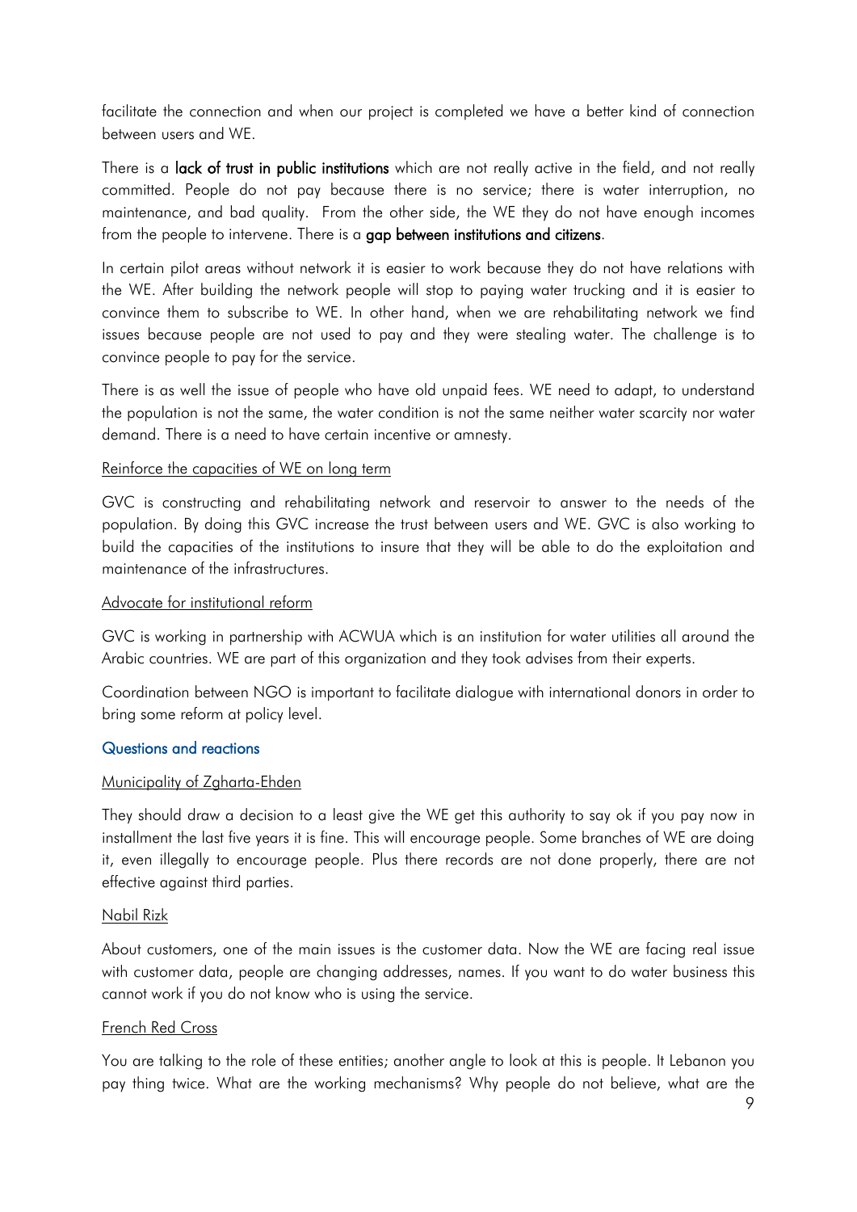facilitate the connection and when our project is completed we have a better kind of connection between users and WE.

There is a **lack of trust in public institutions** which are not really active in the field, and not really committed. People do not pay because there is no service; there is water interruption, no maintenance, and bad quality. From the other side, the WE they do not have enough incomes from the people to intervene. There is a **gap between institutions and citizens**.

In certain pilot areas without network it is easier to work because they do not have relations with the WE. After building the network people will stop to paying water trucking and it is easier to convince them to subscribe to WE. In other hand, when we are rehabilitating network we find issues because people are not used to pay and they were stealing water. The challenge is to convince people to pay for the service.

There is as well the issue of people who have old unpaid fees. WE need to adapt, to understand the population is not the same, the water condition is not the same neither water scarcity nor water demand. There is a need to have certain incentive or amnesty.

<u>Reinforce the capacities of WE on long term</u>

GVC is constructing and rehabilitating network and reservoir to answer to the needs of the population. By doing this GVC increase the trust between users and WE. GVC is also working to build the capacities of the institutions to insure that they will be able to do the exploitation and maintenance of the infrastructures.

<u>Advocate for institutional reform</u>

GVC is working in partnership with ACWUA which is an institution for water utilities all around the Arabic countries. WE are part of this organization and they took advises from their experts.

Coordination between NGO is important to facilitate dialogue with international donors in order to bring some reform at policy level.

### Questions and reactions

<u>Municipality of Zgharta-Ehden</u>

They should draw a decision to a least give the WE get this authority to say ok if you pay now in installment the last five years it is fine. This will encourage people. Some branches of WE are doing it, even illegally to encourage people. Plus there records are not done properly, there are not effective against third parties.

<u>Nabil Rizk</u>

About customers, one of the main issues is the customer data. Now the WE are facing real issue with customer data, people are changing addresses, names. If you want to do water business this cannot work if you do not know who is using the service.

<u>French Red Cross</u>

You are talking to the role of these entities; another angle to look at this is people. It Lebanon you pay thing twice. What are the working mechanisms? Why people do not believe, what are the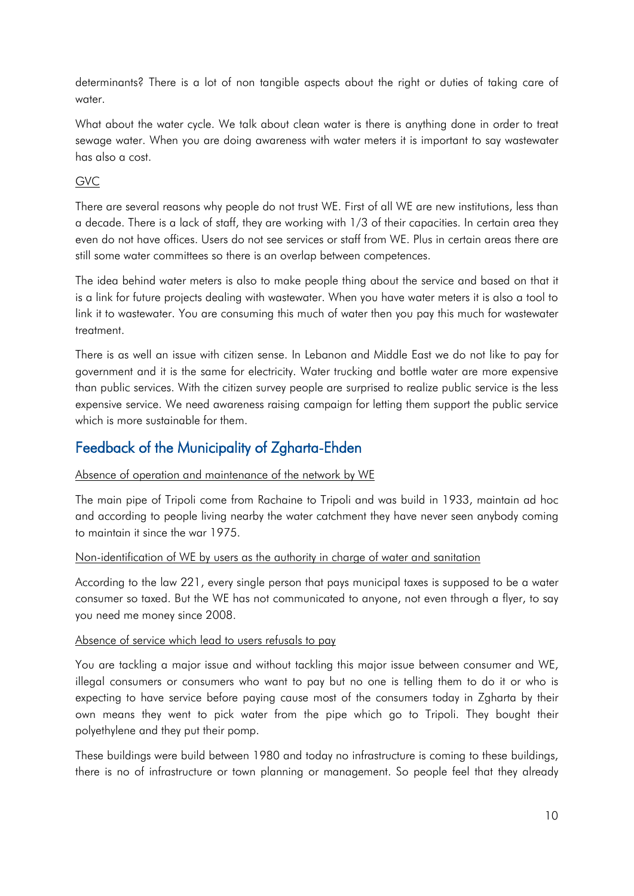determinants? There is a lot of non tangible aspects about the right or duties of taking care of water.

What about the water cycle. We talk about clean water is there is anything done in order to treat sewage water. When you are doing awareness with water meters it is important to say wastewater has also a cost.

GVC

There are several reasons why people do not trust WE. First of all WE are new institutions, less than a decade. There is a lack of staff, they are working with 1/3 of their capacities. In certain area they even do not have offices. Users do not see services or staff from WE. Plus in certain areas there are still some water committees so there is an overlap between competences.

The idea behind water meters is also to make people thing about the service and based on that it is a link for future projects dealing with wastewater. When you have water meters it is also a tool to link it to wastewater. You are consuming this much of water then you pay this much for wastewater treatment.

There is as well an issue with citizen sense. In Lebanon and Middle East we do not like to pay for government and it is the same for electricity. Water trucking and bottle water are more expensive than public services. With the citizen survey people are surprised to realize public service is the less expensive service. We need awareness raising campaign for letting them support the public service which is more sustainable for them.

## Feedback of the Municipality of Zgharta-Ehden

Absence of operation and maintenance of the network by WE

The main pipe of Tripoli come from Rachaine to Tripoli and was build in 1933, maintain ad hoc and according to people living nearby the water catchment they have never seen anybody coming to maintain it since the war 1975.

Non-identification of WE by users as the authority in charge of water and sanitation

According to the law 221, every single person that pays municipal taxes is supposed to be a water consumer so taxed. But the WE has not communicated to anyone, not even through a flyer, to say you need me money since 2008.

Absence of service which lead to users refusals to pay

You are tackling a major issue and without tackling this major issue between consumer and WE, illegal consumers or consumers who want to pay but no one is telling them to do it or who is expecting to have service before paying cause most of the consumers today in Zgharta by their own means they went to pick water from the pipe which go to Tripoli. They bought their polyethylene and they put their pomp.

These buildings were build between 1980 and today no infrastructure is coming to these buildings, there is no of infrastructure or town planning or management. So people feel that they already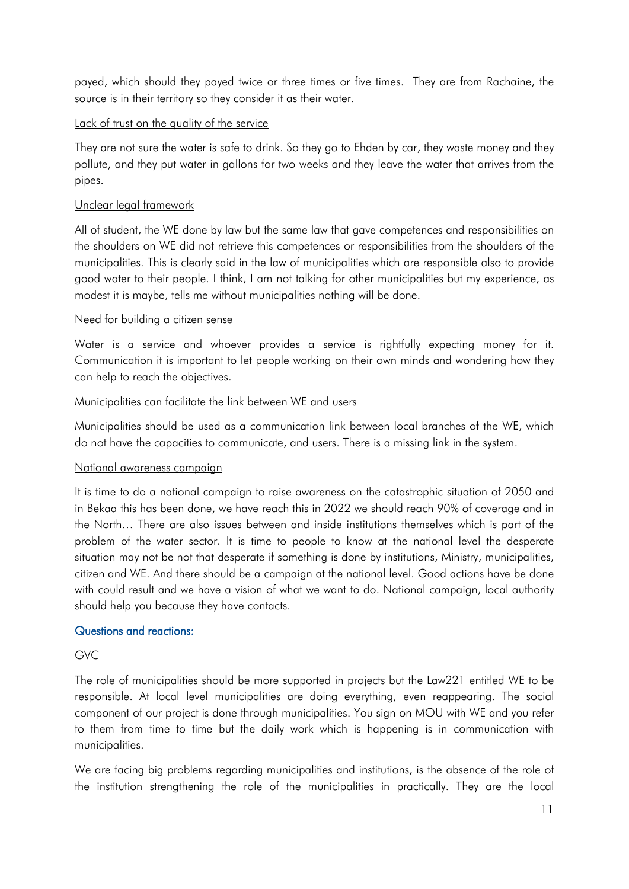payed, which should they payed twice or three times or five times. They are from Rachaine, the source is in their territory so they consider it as their water.

Lack of trust on the quality of the service

They are not sure the water is safe to drink. So they go to Ehden by car, they waste money and they pollute, and they put water in gallons for two weeks and they leave the water that arrives from the pipes.

Unclear legal framework

All of student, the WE done by law but the same law that gave competences and responsibilities on the shoulders on WE did not retrieve this competences or responsibilities from the shoulders of the municipalities. This is clearly said in the law of municipalities which are responsible also to provide good water to their people. I think, I am not talking for other municipalities but my experience, as modest it is maybe, tells me without municipalities nothing will be done.

Need for building a citizen sense

Water is a service and whoever provides a service is rightfully expecting money for it. Communication it is important to let people working on their own minds and wondering how they can help to reach the objectives.

Municipalities can facilitate the link between WE and users

Municipalities should be used as a communication link between local branches of the WE, which do not have the capacities to communicate, and users. There is a missing link in the system.

National awareness campaign

It is time to do a national campaign to raise awareness on the catastrophic situation of 2050 and in Bekaa this has been done, we have reach this in 2022 we should reach 90% of coverage and in the North… There are also issues between and inside institutions themselves which is part of the problem of the water sector. It is time to people to know at the national level the desperate situation may not be not that desperate if something is done by institutions, Ministry, municipalities, citizen and WE. And there should be a campaign at the national level. Good actions have be done with could result and we have a vision of what we want to do. National campaign, local authority should help you because they have contacts.

### Questions and reactions:

GVC

The role of municipalities should be more supported in projects but the Law221 entitled WE to be responsible. At local level municipalities are doing everything, even reappearing. The social component of our project is done through municipalities. You sign on MOU with WE and you refer to them from time to time but the daily work which is happening is in communication with municipalities.

We are facing big problems regarding municipalities and institutions, is the absence of the role of the institution strengthening the role of the municipalities in practically. They are the local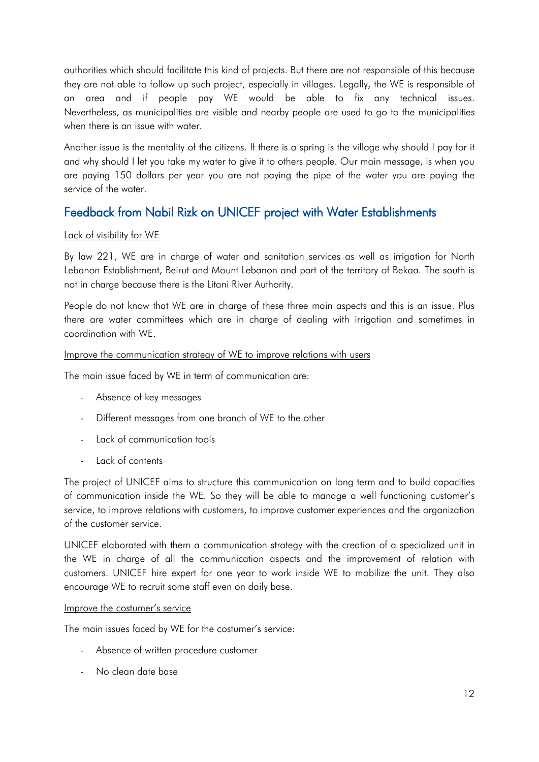authorities which should facilitate this kind of projects. But there are not responsible of this because they are not able to follow up such project, especially in villages. Legally, the WE is responsible of an area and if people pay WE would be able to fix any technical issues. Nevertheless, as municipalities are visible and nearby people are used to go to the municipalities when there is an issue with water.

Another issue is the mentality of the citizens. If there is a spring is the village why should I pay for it and why should I let you take my water to give it to others people. Our main message, is when you are paying 150 dollars per year you are not paying the pipe of the water you are paying the service of the water.

## Feedback from Nabil Rizk on UNICEF project with Water Establishments

Lack of visibility for WE

By law 221, WE are in charge of water and sanitation services as well as irrigation for North Lebanon Establishment, Beirut and Mount Lebanon and part of the territory of Bekaa. The south is not in charge because there is the Litani River Authority.

People do not know that WE are in charge of these three main aspects and this is an issue. Plus there are water committees which are in charge of dealing with irrigation and sometimes in coordination with WE.

Improve the communication strategy of WE to improve relations with users

The main issue faced by WE in term of communication are:

- Absence of key messages
- Different messages from one branch of WE to the other
- Lack of communication tools
- Lack of contents

The project of UNICEF aims to structure this communication on long term and to build capacities of communication inside the WE. So they will be able to manage a well functioning customer's service, to improve relations with customers, to improve customer experiences and the organization of the customer service.

UNICEF elaborated with them a communication strategy with the creation of a specialized unit in the WE in charge of all the communication aspects and the improvement of relation with customers. UNICEF hire expert for one year to work inside WE to mobilize the unit. They also encourage WE to recruit some staff even on daily base.

Improve the costumer's service

The main issues faced by WE for the costumer's service:

- Absence of written procedure customer
- No clean date base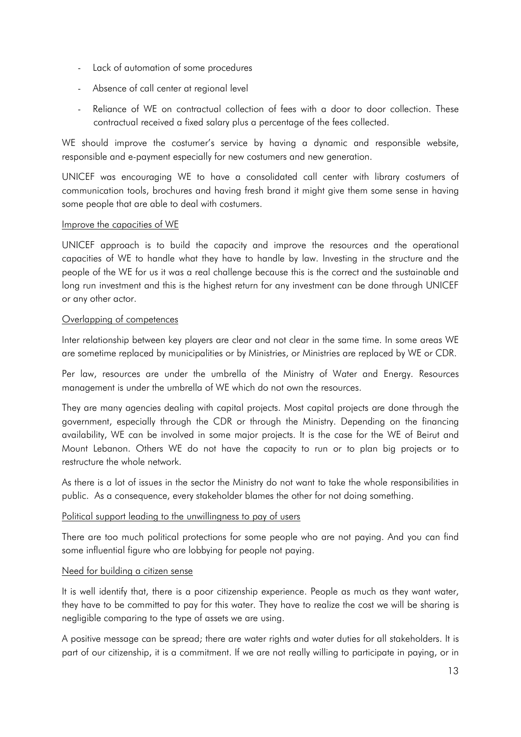- Lack of automation of some procedures
- Absence of call center at regional level
- Reliance of WE on contractual collection of fees with a door to door collection. These contractual received a fixed salary plus a percentage of the fees collected.

WE should improve the costumer's service by having a dynamic and responsible website, responsible and e-payment especially for new costumers and new generation.

UNICEF was encouraging WE to have a consolidated call center with library costumers of communication tools, brochures and having fresh brand it might give them some sense in having some people that are able to deal with costumers.

<u>Improve the capacities of WE</u>

UNICEF approach is to build the capacity and improve the resources and the operational capacities of WE to handle what they have to handle by law. Investing in the structure and the people of the WE for us it was a real challenge because this is the correct and the sustainable and long run investment and this is the highest return for any investment can be done through UNICEF or any other actor.

<u>Overlapping of competences</u>

Inter relationship between key players are clear and not clear in the same time. In some areas WE are sometime replaced by municipalities or by Ministries, or Ministries are replaced by WE or CDR.

Per law, resources are under the umbrella of the Ministry of Water and Energy. Resources management is under the umbrella of WE which do not own the resources.

They are many agencies dealing with capital projects. Most capital projects are done through the government, especially through the CDR or through the Ministry. Depending on the financing availability, WE can be involved in some major projects. It is the case for the WE of Beirut and Mount Lebanon. Others WE do not have the capacity to run or to plan big projects or to restructure the whole network.

As there is a lot of issues in the sector the Ministry do not want to take the whole responsibilities in public. As a consequence, every stakeholder blames the other for not doing something.

<u>Political support leading to the unwillingness to pay of users</u>

There are too much political protections for some people who are not paying. And you can find some influential figure who are lobbying for people not paying.

<u>Need for building a citizen sense</u>

It is well identify that, there is a poor citizenship experience. People as much as they want water, they have to be committed to pay for this water. They have to realize the cost we will be sharing is negligible comparing to the type of assets we are using.

A positive message can be spread; there are water rights and water duties for all stakeholders. It is part of our citizenship, it is a commitment. If we are not really willing to participate in paying, or in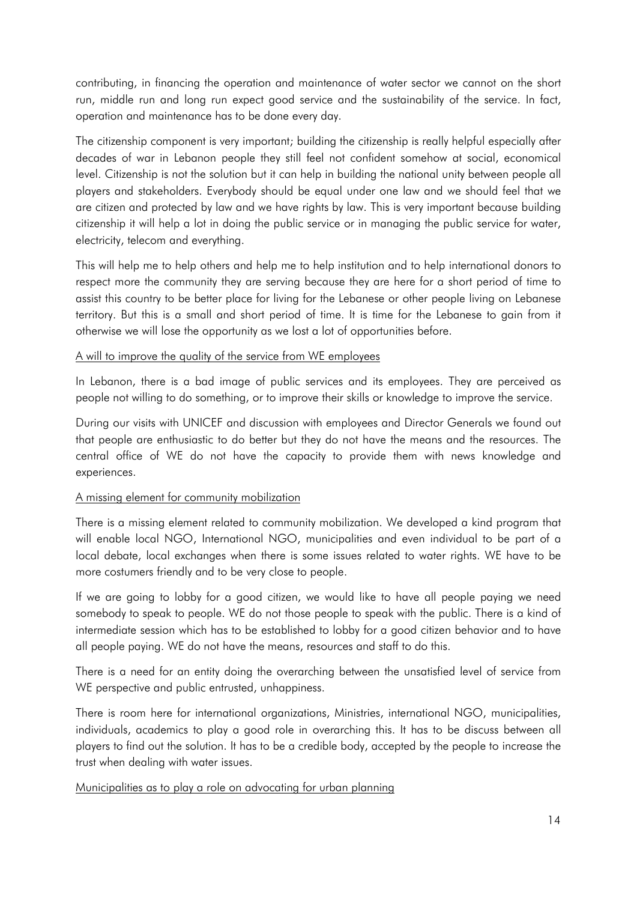contributing, in financing the operation and maintenance of water sector we cannot on the short run, middle run and long run expect good service and the sustainability of the service. In fact, operation and maintenance has to be done every day.

The citizenship component is very important; building the citizenship is really helpful especially after decades of war in Lebanon people they still feel not confident somehow at social, economical level. Citizenship is not the solution but it can help in building the national unity between people all players and stakeholders. Everybody should be equal under one law and we should feel that we are citizen and protected by law and we have rights by law. This is very important because building citizenship it will help a lot in doing the public service or in managing the public service for water, electricity, telecom and everything.

This will help me to help others and help me to help institution and to help international donors to respect more the community they are serving because they are here for a short period of time to assist this country to be better place for living for the Lebanese or other people living on Lebanese territory. But this is a small and short period of time. It is time for the Lebanese to gain from it otherwise we will lose the opportunity as we lost a lot of opportunities before.

<u>A will to improve the quality of the service from WE employees</u>

In Lebanon, there is a bad image of public services and its employees. They are perceived as people not willing to do something, or to improve their skills or knowledge to improve the service.

During our visits with UNICEF and discussion with employees and Director Generals we found out that people are enthusiastic to do better but they do not have the means and the resources. The central office of WE do not have the capacity to provide them with news knowledge and experiences.

<u>A missing element for community mobilization</u>

There is a missing element related to community mobilization. We developed a kind program that will enable local NGO, International NGO, municipalities and even individual to be part of a local debate, local exchanges when there is some issues related to water rights. WE have to be more costumers friendly and to be very close to people.

If we are going to lobby for a good citizen, we would like to have all people paying we need somebody to speak to people. WE do not those people to speak with the public. There is a kind of intermediate session which has to be established to lobby for a good citizen behavior and to have all people paying. WE do not have the means, resources and staff to do this.

There is a need for an entity doing the overarching between the unsatisfied level of service from WE perspective and public entrusted, unhappiness.

There is room here for international organizations, Ministries, international NGO, municipalities, individuals, academics to play a good role in overarching this. It has to be discuss between all players to find out the solution. It has to be a credible body, accepted by the people to increase the trust when dealing with water issues.

<u>Municipalities as to play a role on advocating for urban planning</u>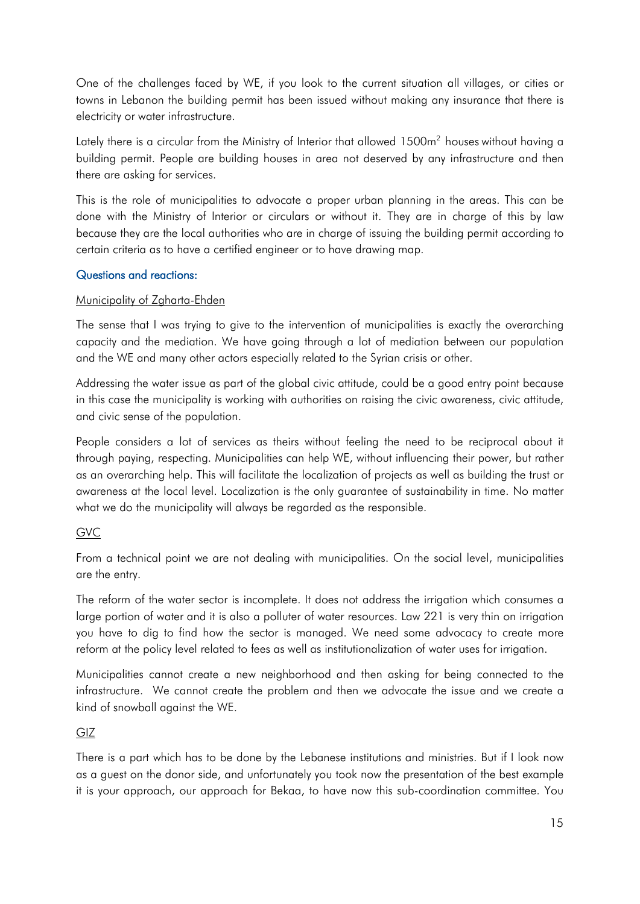One of the challenges faced by WE, if you look to the current situation all villages, or cities or towns in Lebanon the building permit has been issued without making any insurance that there is electricity or water infrastructure.

Lately there is a circular from the Ministry of Interior that allowed 1500m$^2$ houses without having a building permit. People are building houses in area not deserved by any infrastructure and then there are asking for services.

This is the role of municipalities to advocate a proper urban planning in the areas. This can be done with the Ministry of Interior or circulars or without it. They are in charge of this by law because they are the local authorities who are in charge of issuing the building permit according to certain criteria as to have a certified engineer or to have drawing map.

### Questions and reactions:

Municipality of Zgharta-Ehden

The sense that I was trying to give to the intervention of municipalities is exactly the overarching capacity and the mediation. We have going through a lot of mediation between our population and the WE and many other actors especially related to the Syrian crisis or other.

Addressing the water issue as part of the global civic attitude, could be a good entry point because in this case the municipality is working with authorities on raising the civic awareness, civic attitude, and civic sense of the population.

People considers a lot of services as theirs without feeling the need to be reciprocal about it through paying, respecting. Municipalities can help WE, without influencing their power, but rather as an overarching help. This will facilitate the localization of projects as well as building the trust or awareness at the local level. Localization is the only guarantee of sustainability in time. No matter what we do the municipality will always be regarded as the responsible.

GVC

From a technical point we are not dealing with municipalities. On the social level, municipalities are the entry.

The reform of the water sector is incomplete. It does not address the irrigation which consumes a large portion of water and it is also a polluter of water resources. Law 221 is very thin on irrigation you have to dig to find how the sector is managed. We need some advocacy to create more reform at the policy level related to fees as well as institutionalization of water uses for irrigation.

Municipalities cannot create a new neighborhood and then asking for being connected to the infrastructure. We cannot create the problem and then we advocate the issue and we create a kind of snowball against the WE.

GIZ

There is a part which has to be done by the Lebanese institutions and ministries. But if I look now as a guest on the donor side, and unfortunately you took now the presentation of the best example it is your approach, our approach for Bekaa, to have now this sub-coordination committee. You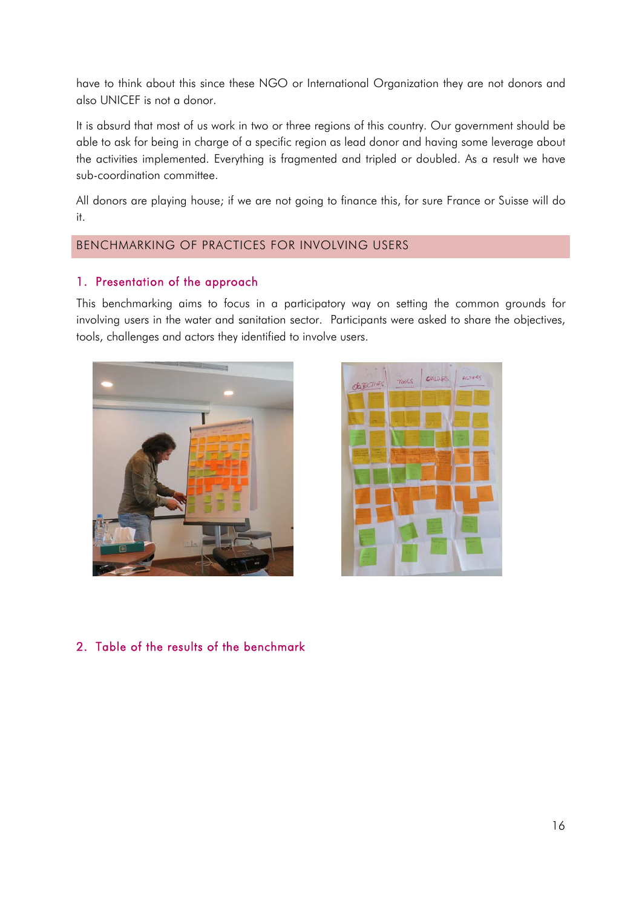have to think about this since these NGO or International Organization they are not donors and also UNICEF is not a donor.

It is absurd that most of us work in two or three regions of this country. Our government should be able to ask for being in charge of a specific region as lead donor and having some leverage about the activities implemented. Everything is fragmented and tripled or doubled. As a result we have sub-coordination committee.

All donors are playing house; if we are not going to finance this, for sure France or Suisse will do it.

## BENCHMARKING OF PRACTICES FOR INVOLVING USERS

### 1. Presentation of the approach

This benchmarking aims to focus in a participatory way on setting the common grounds for involving users in the water and sanitation sector. Participants were asked to share the objectives, tools, challenges and actors they identified to involve users.

### 2. Table of the results of the benchmark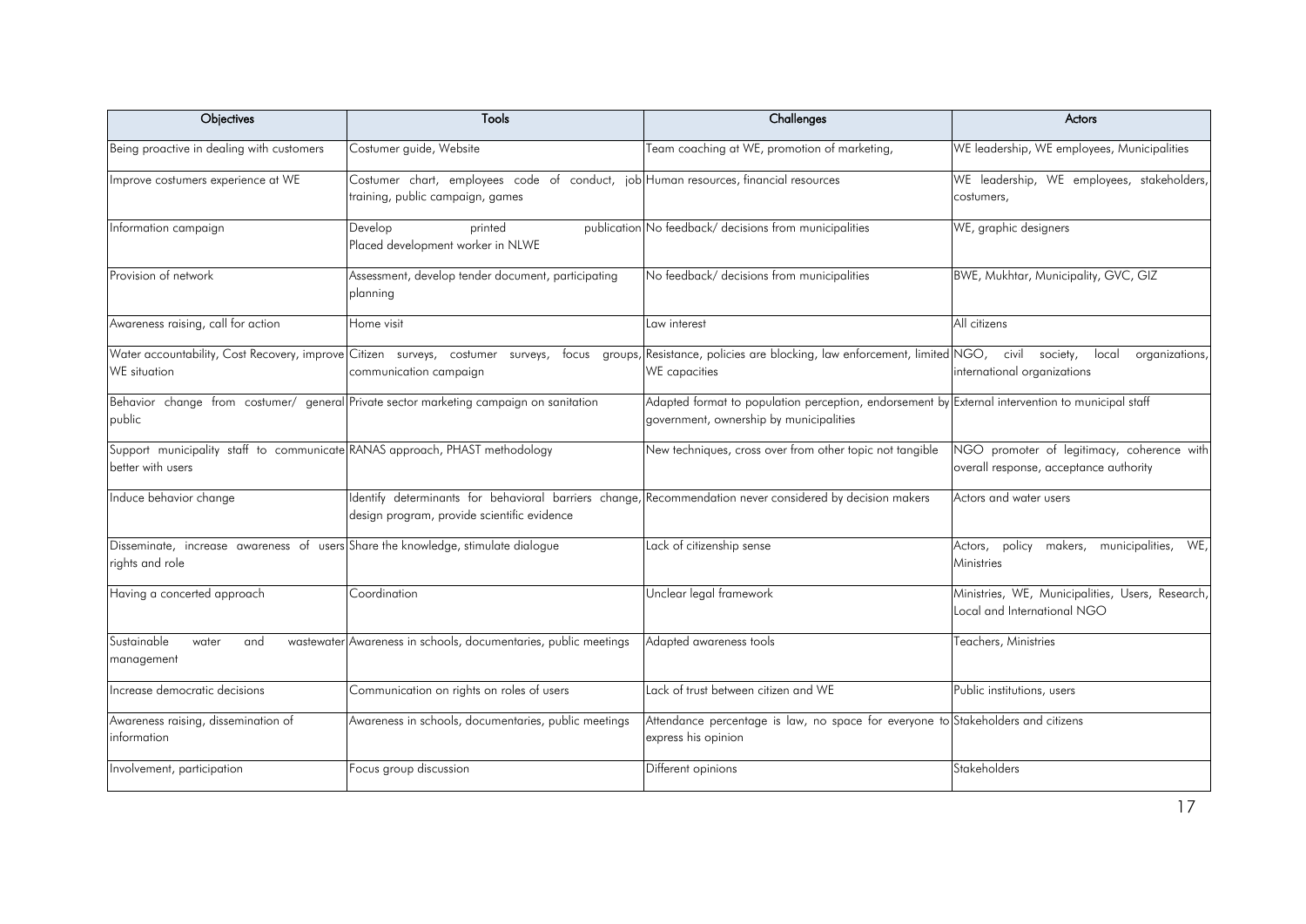| Objectives | Tools | Challenges | Actors |
|---|---|---|---|
| Being proactive in dealing with customers | Costumer guide, Website | Team coaching at WE, promotion of marketing, | WE leadership, WE employees, Municipalities |
| Improve costumers experience at WE | Costumer chart, employees code of conduct, job training, public campaign, games | Human resources, financial resources | WE leadership, WE employees, stakeholders, costumers, |
| Information campaign | Develop printed publication Placed development worker in NLWE | No feedback/ decisions from municipalities | WE, graphic designers |
| Provision of network | Assessment, develop tender document, participating planning | No feedback/ decisions from municipalities | BWE, Mukhtar, Municipality, GVC, GIZ |
| Awareness raising, call for action | Home visit | Law interest | All citizens |
| Water accountability, Cost Recovery, improve WE situation | Citizen surveys, costumer surveys, focus groups, communication campaign | Resistance, policies are blocking, law enforcement, limited WE capacities | NGO, civil society, local organizations, international organizations |
| Behavior change from costumer/ general public | Private sector marketing campaign on sanitation | Adapted format to population perception, endorsement by government, ownership by municipalities | External intervention to municipal staff |
| Support municipality staff to communicate better with users | RANAS approach, PHAST methodology | New techniques, cross over from other topic not tangible | NGO promoter of legitimacy, coherence with overall response, acceptance authority |
| Induce behavior change | Identify determinants for behavioral barriers change, design program, provide scientific evidence | Recommendation never considered by decision makers | Actors and water users |
| Disseminate, increase awareness of users rights and role | Share the knowledge, stimulate dialogue | Lack of citizenship sense | Actors, policy makers, municipalities, WE, Ministries |
| Having a concerted approach | Coordination | Unclear legal framework | Ministries, WE, Municipalities, Users, Research, Local and International NGO |
| Sustainable water and wastewater management | Awareness in schools, documentaries, public meetings | Adapted awareness tools | Teachers, Ministries |
| Increase democratic decisions | Communication on rights on roles of users | Lack of trust between citizen and WE | Public institutions, users |
| Awareness raising, dissemination of information | Awareness in schools, documentaries, public meetings | Attendance percentage is law, no space for everyone to express his opinion | Stakeholders and citizens |
| Involvement, participation | Focus group discussion | Different opinions | Stakeholders |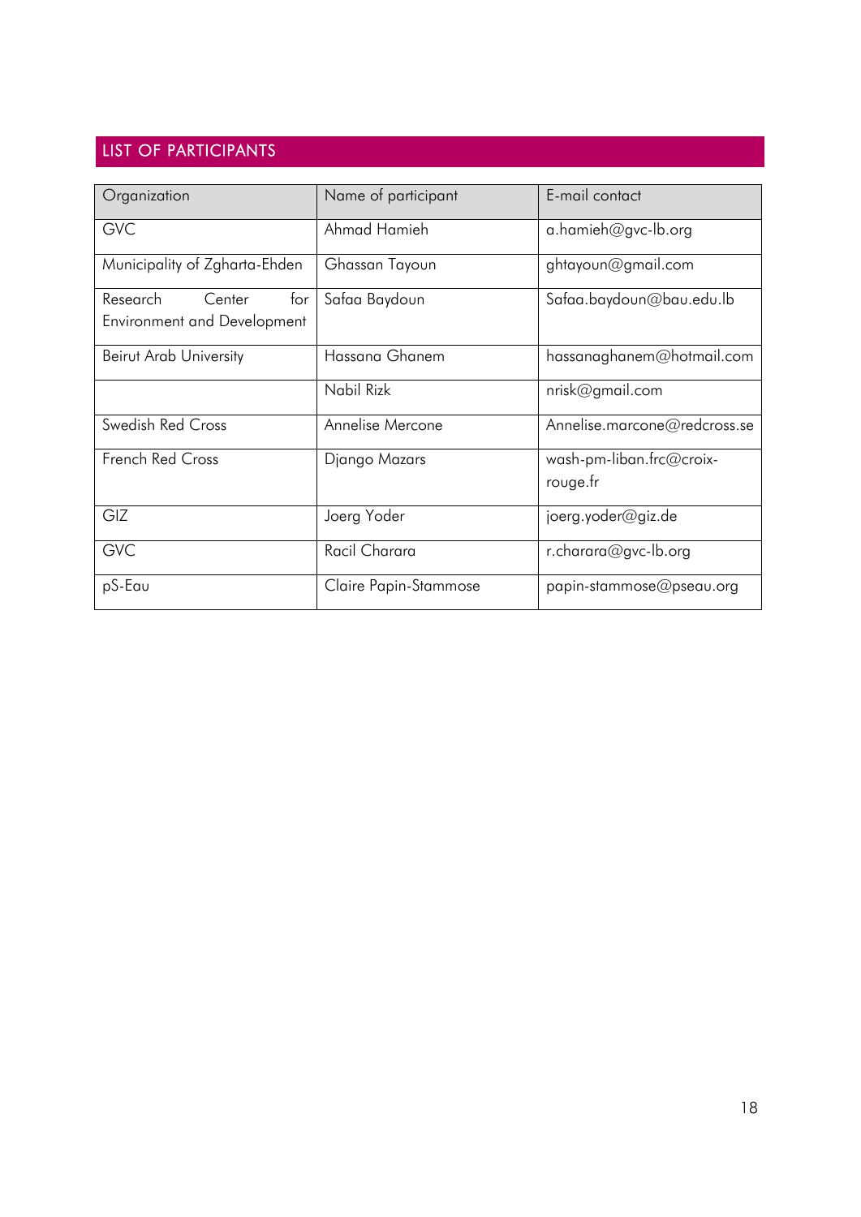## LIST OF PARTICIPANTS

| Organization | Name of participant | E-mail contact |
|---|---|---|
| GVC | Ahmad Hamieh | a.hamieh@gvc-lb.org |
| Municipality of Zgharta-Ehden | Ghassan Tayoun | ghtayoun@gmail.com |
| Research Center for Environment and Development | Safaa Baydoun | Safaa.baydoun@bau.edu.lb |
| Beirut Arab University | Hassana Ghanem | hassanaghanem@hotmail.com |
| | Nabil Rizk | nrisk@gmail.com |
| Swedish Red Cross | Annelise Mercone | Annelise.marcone@redcross.se |
| French Red Cross | Django Mazars | wash-pm-liban.frc@croix-rouge.fr |
| GIZ | Joerg Yoder | joerg.yoder@giz.de |
| GVC | Racil Charara | r.charara@gvc-lb.org |
| pS-Eau | Claire Papin-Stammose | papin-stammose@pseau.org |